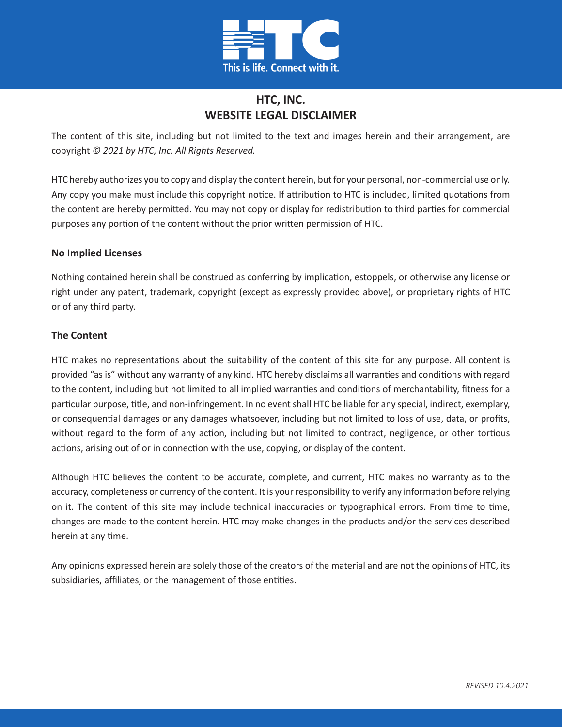# HTC, INC.
## WEBSITE LEGAL DISCLAIMER

The content of this site, including but not limited to the text and images herein and their arrangement, are copyright *© 2021 by HTC, Inc. All Rights Reserved.*

HTC hereby authorizes you to copy and display the content herein, but for your personal, non-commercial use only. Any copy you make must include this copyright notice. If attribution to HTC is included, limited quotations from the content are hereby permitted. You may not copy or display for redistribution to third parties for commercial purposes any portion of the content without the prior written permission of HTC.

**No Implied Licenses**

Nothing contained herein shall be construed as conferring by implication, estoppels, or otherwise any license or right under any patent, trademark, copyright (except as expressly provided above), or proprietary rights of HTC or of any third party.

**The Content**

HTC makes no representations about the suitability of the content of this site for any purpose. All content is provided "as is" without any warranty of any kind. HTC hereby disclaims all warranties and conditions with regard to the content, including but not limited to all implied warranties and conditions of merchantability, fitness for a particular purpose, title, and non-infringement. In no event shall HTC be liable for any special, indirect, exemplary, or consequential damages or any damages whatsoever, including but not limited to loss of use, data, or profits, without regard to the form of any action, including but not limited to contract, negligence, or other tortious actions, arising out of or in connection with the use, copying, or display of the content.

Although HTC believes the content to be accurate, complete, and current, HTC makes no warranty as to the accuracy, completeness or currency of the content. It is your responsibility to verify any information before relying on it. The content of this site may include technical inaccuracies or typographical errors. From time to time, changes are made to the content herein. HTC may make changes in the products and/or the services described herein at any time.

Any opinions expressed herein are solely those of the creators of the material and are not the opinions of HTC, its subsidiaries, affiliates, or the management of those entities.

*REVISED 10.4.2021*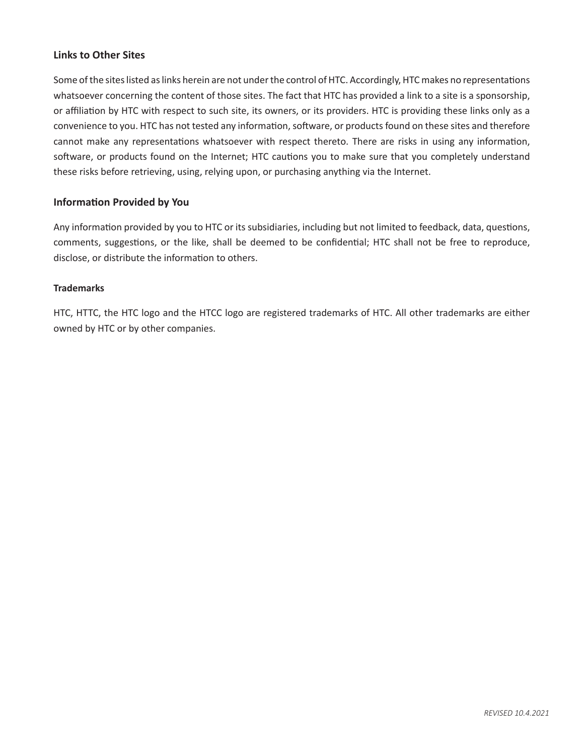## Links to Other Sites

Some of the sites listed as links herein are not under the control of HTC. Accordingly, HTC makes no representations whatsoever concerning the content of those sites. The fact that HTC has provided a link to a site is a sponsorship, or affiliation by HTC with respect to such site, its owners, or its providers. HTC is providing these links only as a convenience to you. HTC has not tested any information, software, or products found on these sites and therefore cannot make any representations whatsoever with respect thereto. There are risks in using any information, software, or products found on the Internet; HTC cautions you to make sure that you completely understand these risks before retrieving, using, relying upon, or purchasing anything via the Internet.

## Information Provided by You

Any information provided by you to HTC or its subsidiaries, including but not limited to feedback, data, questions, comments, suggestions, or the like, shall be deemed to be confidential; HTC shall not be free to reproduce, disclose, or distribute the information to others.

### Trademarks

HTC, HTTC, the HTC logo and the HTCC logo are registered trademarks of HTC. All other trademarks are either owned by HTC or by other companies.

*REVISED 10.4.2021*